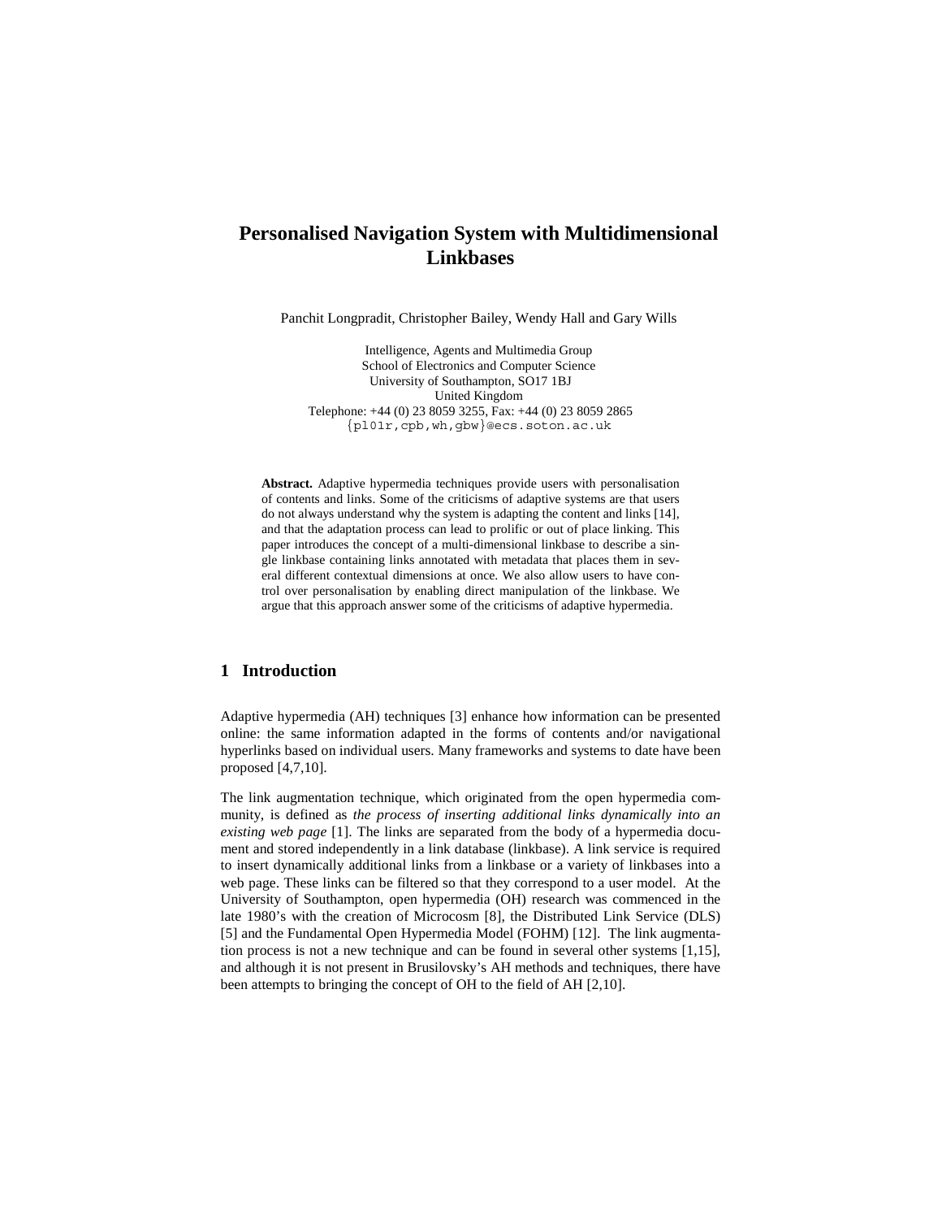# Personalised Navigation System with Multidimensional Linkbases

Panchit Longpradit, Christopher Bailey, Wendy Hall and Gary Wills

Intelligence, Agents and Multimedia Group
School of Electronics and Computer Science
University of Southampton, SO17 1BJ
United Kingdom
Telephone: +44 (0) 23 8059 3255, Fax: +44 (0) 23 8059 2865
{pl01r,cpb,wh,gbw}@ecs.soton.ac.uk

**Abstract.** Adaptive hypermedia techniques provide users with personalisation of contents and links. Some of the criticisms of adaptive systems are that users do not always understand why the system is adapting the content and links [14], and that the adaptation process can lead to prolific or out of place linking. This paper introduces the concept of a multi-dimensional linkbase to describe a single linkbase containing links annotated with metadata that places them in several different contextual dimensions at once. We also allow users to have control over personalisation by enabling direct manipulation of the linkbase. We argue that this approach answer some of the criticisms of adaptive hypermedia.

## 1 Introduction

Adaptive hypermedia (AH) techniques [3] enhance how information can be presented online: the same information adapted in the forms of contents and/or navigational hyperlinks based on individual users. Many frameworks and systems to date have been proposed [4,7,10].

The link augmentation technique, which originated from the open hypermedia community, is defined as *the process of inserting additional links dynamically into an existing web page* [1]. The links are separated from the body of a hypermedia document and stored independently in a link database (linkbase). A link service is required to insert dynamically additional links from a linkbase or a variety of linkbases into a web page. These links can be filtered so that they correspond to a user model. At the University of Southampton, open hypermedia (OH) research was commenced in the late 1980's with the creation of Microcosm [8], the Distributed Link Service (DLS) [5] and the Fundamental Open Hypermedia Model (FOHM) [12]. The link augmentation process is not a new technique and can be found in several other systems [1,15], and although it is not present in Brusilovsky's AH methods and techniques, there have been attempts to bringing the concept of OH to the field of AH [2,10].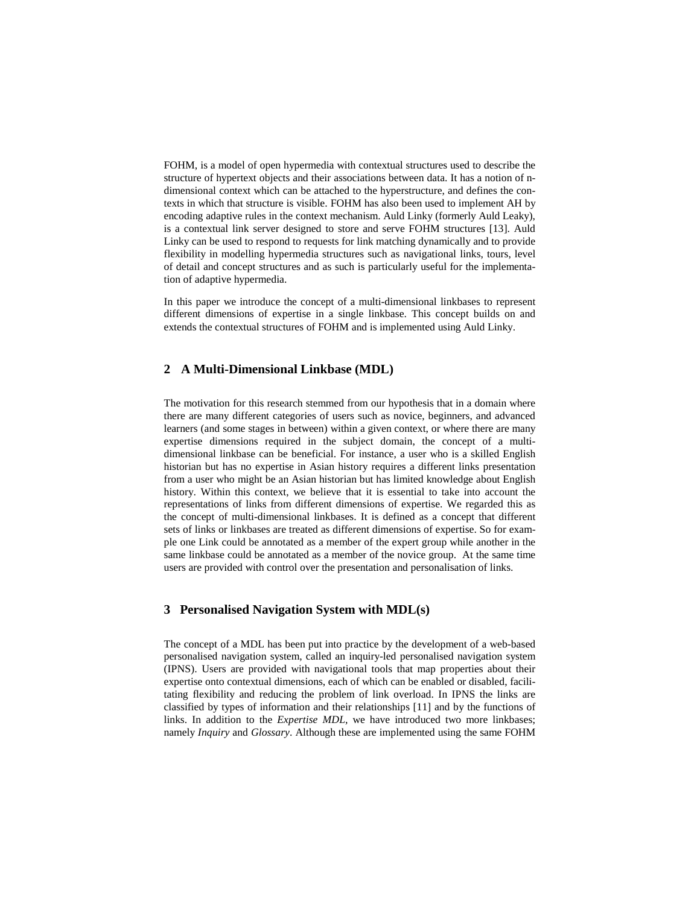FOHM, is a model of open hypermedia with contextual structures used to describe the structure of hypertext objects and their associations between data. It has a notion of n-dimensional context which can be attached to the hyperstructure, and defines the contexts in which that structure is visible. FOHM has also been used to implement AH by encoding adaptive rules in the context mechanism. Auld Linky (formerly Auld Leaky), is a contextual link server designed to store and serve FOHM structures [13]. Auld Linky can be used to respond to requests for link matching dynamically and to provide flexibility in modelling hypermedia structures such as navigational links, tours, level of detail and concept structures and as such is particularly useful for the implementation of adaptive hypermedia.

In this paper we introduce the concept of a multi-dimensional linkbases to represent different dimensions of expertise in a single linkbase. This concept builds on and extends the contextual structures of FOHM and is implemented using Auld Linky.

## 2 A Multi-Dimensional Linkbase (MDL)

The motivation for this research stemmed from our hypothesis that in a domain where there are many different categories of users such as novice, beginners, and advanced learners (and some stages in between) within a given context, or where there are many expertise dimensions required in the subject domain, the concept of a multi-dimensional linkbase can be beneficial. For instance, a user who is a skilled English historian but has no expertise in Asian history requires a different links presentation from a user who might be an Asian historian but has limited knowledge about English history. Within this context, we believe that it is essential to take into account the representations of links from different dimensions of expertise. We regarded this as the concept of multi-dimensional linkbases. It is defined as a concept that different sets of links or linkbases are treated as different dimensions of expertise. So for example one Link could be annotated as a member of the expert group while another in the same linkbase could be annotated as a member of the novice group. At the same time users are provided with control over the presentation and personalisation of links.

## 3 Personalised Navigation System with MDL(s)

The concept of a MDL has been put into practice by the development of a web-based personalised navigation system, called an inquiry-led personalised navigation system (IPNS). Users are provided with navigational tools that map properties about their expertise onto contextual dimensions, each of which can be enabled or disabled, facilitating flexibility and reducing the problem of link overload. In IPNS the links are classified by types of information and their relationships [11] and by the functions of links. In addition to the *Expertise MDL*, we have introduced two more linkbases; namely *Inquiry* and *Glossary*. Although these are implemented using the same FOHM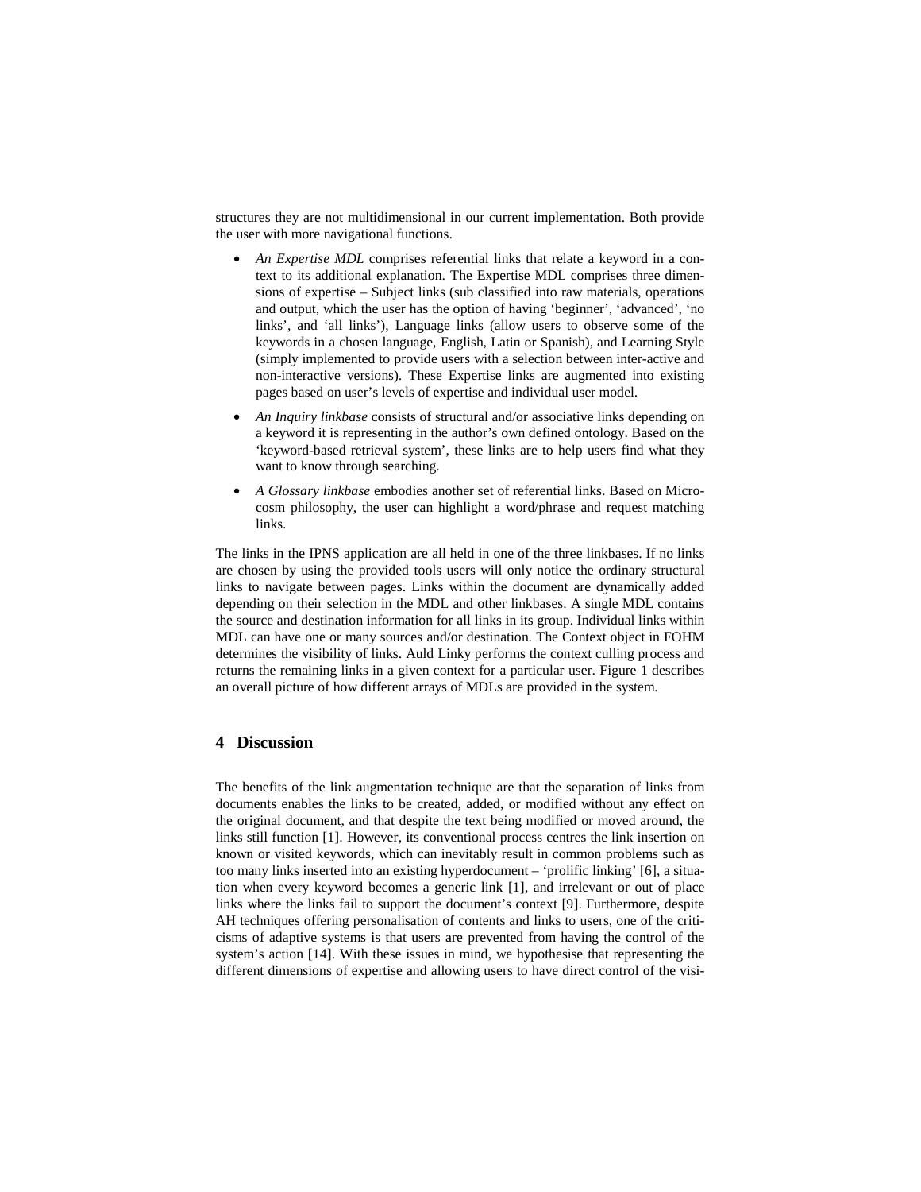structures they are not multidimensional in our current implementation. Both provide the user with more navigational functions.

- *An Expertise MDL* comprises referential links that relate a keyword in a context to its additional explanation. The Expertise MDL comprises three dimensions of expertise – Subject links (sub classified into raw materials, operations and output, which the user has the option of having 'beginner', 'advanced', 'no links', and 'all links'), Language links (allow users to observe some of the keywords in a chosen language, English, Latin or Spanish), and Learning Style (simply implemented to provide users with a selection between inter-active and non-interactive versions). These Expertise links are augmented into existing pages based on user's levels of expertise and individual user model.
- *An Inquiry linkbase* consists of structural and/or associative links depending on a keyword it is representing in the author's own defined ontology. Based on the 'keyword-based retrieval system', these links are to help users find what they want to know through searching.
- *A Glossary linkbase* embodies another set of referential links. Based on Microcosm philosophy, the user can highlight a word/phrase and request matching links.

The links in the IPNS application are all held in one of the three linkbases. If no links are chosen by using the provided tools users will only notice the ordinary structural links to navigate between pages. Links within the document are dynamically added depending on their selection in the MDL and other linkbases. A single MDL contains the source and destination information for all links in its group. Individual links within MDL can have one or many sources and/or destination. The Context object in FOHM determines the visibility of links. Auld Linky performs the context culling process and returns the remaining links in a given context for a particular user. Figure 1 describes an overall picture of how different arrays of MDLs are provided in the system.

## 4 Discussion

The benefits of the link augmentation technique are that the separation of links from documents enables the links to be created, added, or modified without any effect on the original document, and that despite the text being modified or moved around, the links still function [1]. However, its conventional process centres the link insertion on known or visited keywords, which can inevitably result in common problems such as too many links inserted into an existing hyperdocument – 'prolific linking' [6], a situation when every keyword becomes a generic link [1], and irrelevant or out of place links where the links fail to support the document's context [9]. Furthermore, despite AH techniques offering personalisation of contents and links to users, one of the criticisms of adaptive systems is that users are prevented from having the control of the system's action [14]. With these issues in mind, we hypothesise that representing the different dimensions of expertise and allowing users to have direct control of the visi-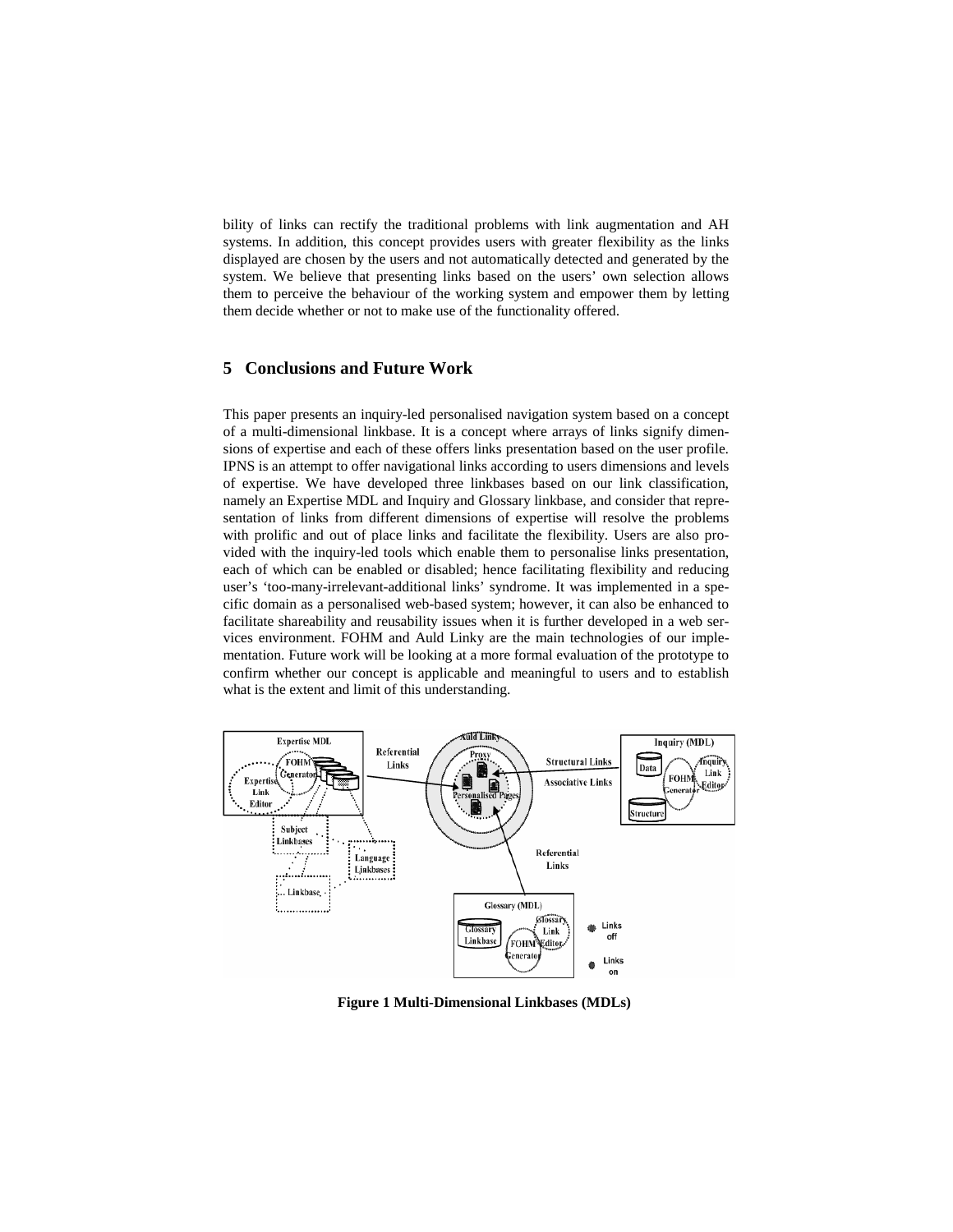bility of links can rectify the traditional problems with link augmentation and AH systems. In addition, this concept provides users with greater flexibility as the links displayed are chosen by the users and not automatically detected and generated by the system. We believe that presenting links based on the users' own selection allows them to perceive the behaviour of the working system and empower them by letting them decide whether or not to make use of the functionality offered.

## 5 Conclusions and Future Work

This paper presents an inquiry-led personalised navigation system based on a concept of a multi-dimensional linkbase. It is a concept where arrays of links signify dimensions of expertise and each of these offers links presentation based on the user profile. IPNS is an attempt to offer navigational links according to users dimensions and levels of expertise. We have developed three linkbases based on our link classification, namely an Expertise MDL and Inquiry and Glossary linkbase, and consider that representation of links from different dimensions of expertise will resolve the problems with prolific and out of place links and facilitate the flexibility. Users are also provided with the inquiry-led tools which enable them to personalise links presentation, each of which can be enabled or disabled; hence facilitating flexibility and reducing user's 'too-many-irrelevant-additional links' syndrome. It was implemented in a specific domain as a personalised web-based system; however, it can also be enhanced to facilitate shareability and reusability issues when it is further developed in a web services environment. FOHM and Auld Linky are the main technologies of our implementation. Future work will be looking at a more formal evaluation of the prototype to confirm whether our concept is applicable and meaningful to users and to establish what is the extent and limit of this understanding.

Expertise MDL
FOHM Generator
Expertise Link Editor
Subject Linkbases
Language Linkbases
... Linkbase
Referential Links
Auld Linky
Proxy
Personalised Pages
Structural Links
Associative Links
Inquiry (MDL)
Data
Structure
FOHM Generator
Inquiry Link Editor
Referential Links
Glossary (MDL)
Glossary Linkbase
FOHM Generator
Glossary Link Editor
Links off
Links on

**Figure 1 Multi-Dimensional Linkbases (MDLs)**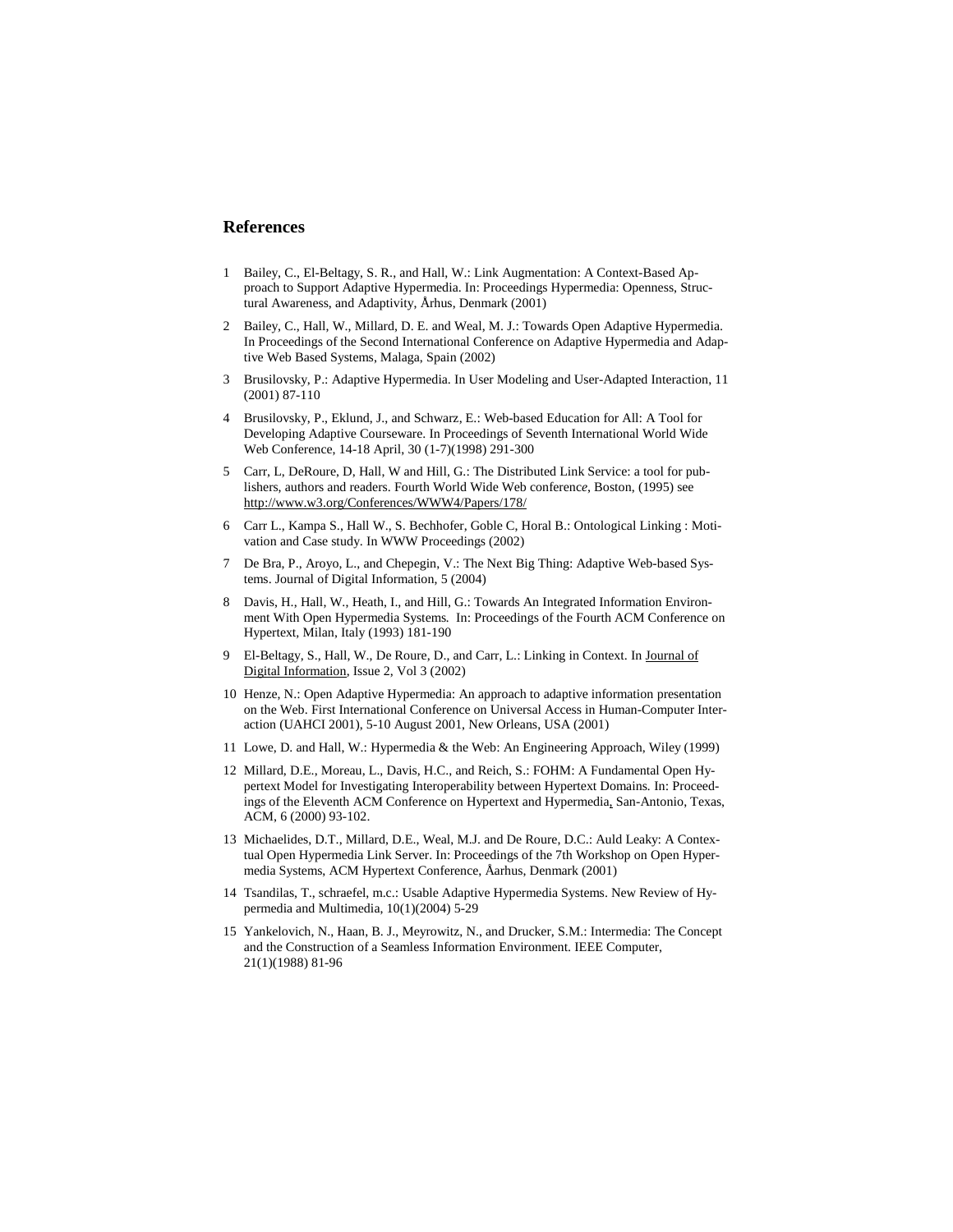## References

1 Bailey, C., El-Beltagy, S. R., and Hall, W.: Link Augmentation: A Context-Based Approach to Support Adaptive Hypermedia. In: Proceedings Hypermedia: Openness, Structural Awareness, and Adaptivity, Århus, Denmark (2001)

2 Bailey, C., Hall, W., Millard, D. E. and Weal, M. J.: Towards Open Adaptive Hypermedia. In Proceedings of the Second International Conference on Adaptive Hypermedia and Adaptive Web Based Systems, Malaga, Spain (2002)

3 Brusilovsky, P.: Adaptive Hypermedia. In User Modeling and User-Adapted Interaction, 11 (2001) 87-110

4 Brusilovsky, P., Eklund, J., and Schwarz, E.: Web-based Education for All: A Tool for Developing Adaptive Courseware. In Proceedings of Seventh International World Wide Web Conference, 14-18 April, 30 (1-7)(1998) 291-300

5 Carr, L, DeRoure, D, Hall, W and Hill, G.: The Distributed Link Service: a tool for publishers, authors and readers. Fourth World Wide Web conference, Boston, (1995) see http://www.w3.org/Conferences/WWW4/Papers/178/

6 Carr L., Kampa S., Hall W., S. Bechhofer, Goble C, Horal B.: Ontological Linking : Motivation and Case study. In WWW Proceedings (2002)

7 De Bra, P., Aroyo, L., and Chepegin, V.: The Next Big Thing: Adaptive Web-based Systems. Journal of Digital Information, 5 (2004)

8 Davis, H., Hall, W., Heath, I., and Hill, G.: Towards An Integrated Information Environment With Open Hypermedia Systems. In: Proceedings of the Fourth ACM Conference on Hypertext, Milan, Italy (1993) 181-190

9 El-Beltagy, S., Hall, W., De Roure, D., and Carr, L.: Linking in Context. In Journal of Digital Information, Issue 2, Vol 3 (2002)

10 Henze, N.: Open Adaptive Hypermedia: An approach to adaptive information presentation on the Web. First International Conference on Universal Access in Human-Computer Interaction (UAHCI 2001), 5-10 August 2001, New Orleans, USA (2001)

11 Lowe, D. and Hall, W.: Hypermedia & the Web: An Engineering Approach, Wiley (1999)

12 Millard, D.E., Moreau, L., Davis, H.C., and Reich, S.: FOHM: A Fundamental Open Hypertext Model for Investigating Interoperability between Hypertext Domains. In: Proceedings of the Eleventh ACM Conference on Hypertext and Hypermedia, San-Antonio, Texas, ACM, 6 (2000) 93-102.

13 Michaelides, D.T., Millard, D.E., Weal, M.J. and De Roure, D.C.: Auld Leaky: A Contextual Open Hypermedia Link Server. In: Proceedings of the 7th Workshop on Open Hypermedia Systems, ACM Hypertext Conference, Åarhus, Denmark (2001)

14 Tsandilas, T., schraefel, m.c.: Usable Adaptive Hypermedia Systems. New Review of Hypermedia and Multimedia, 10(1)(2004) 5-29

15 Yankelovich, N., Haan, B. J., Meyrowitz, N., and Drucker, S.M.: Intermedia: The Concept and the Construction of a Seamless Information Environment. IEEE Computer, 21(1)(1988) 81-96